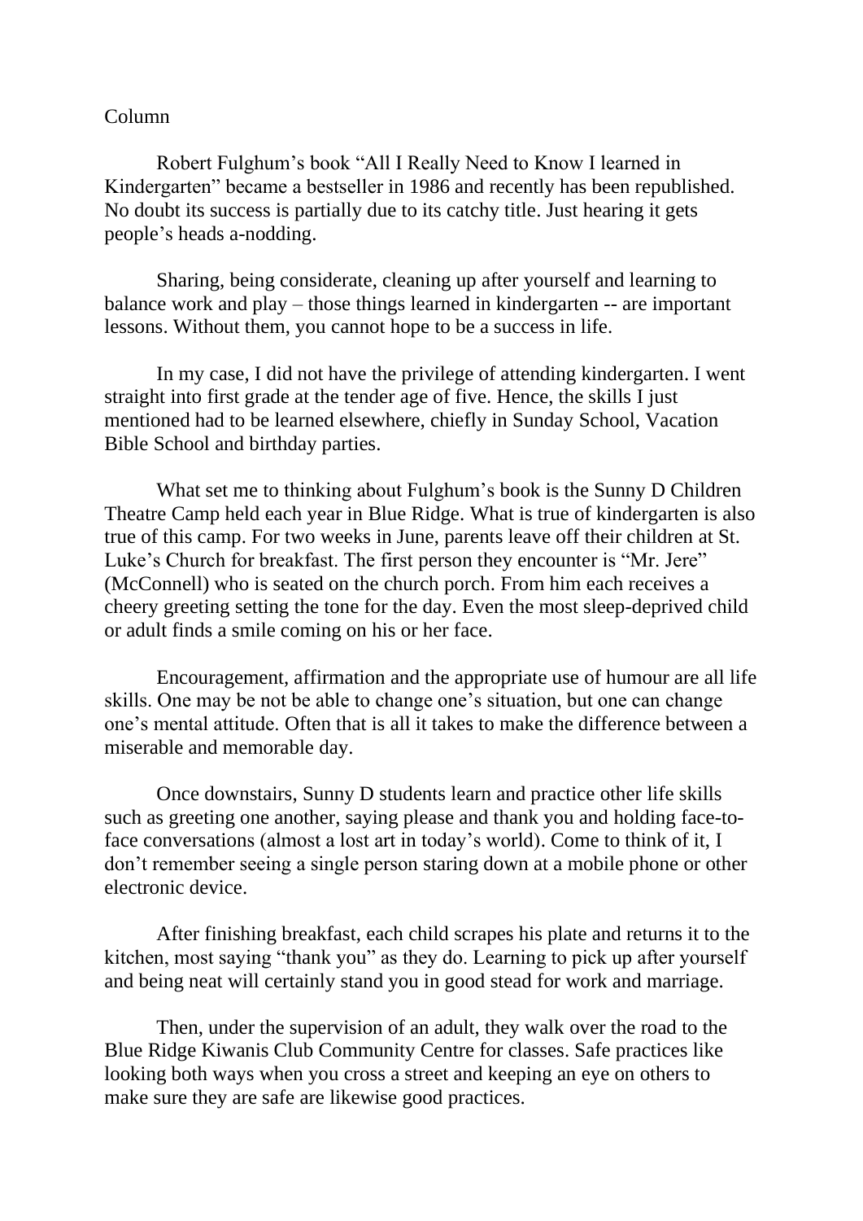Column

Robert Fulghum's book "All I Really Need to Know I learned in Kindergarten" became a bestseller in 1986 and recently has been republished. No doubt its success is partially due to its catchy title. Just hearing it gets people's heads a-nodding.

Sharing, being considerate, cleaning up after yourself and learning to balance work and play – those things learned in kindergarten -- are important lessons. Without them, you cannot hope to be a success in life.

In my case, I did not have the privilege of attending kindergarten. I went straight into first grade at the tender age of five. Hence, the skills I just mentioned had to be learned elsewhere, chiefly in Sunday School, Vacation Bible School and birthday parties.

What set me to thinking about Fulghum's book is the Sunny D Children Theatre Camp held each year in Blue Ridge. What is true of kindergarten is also true of this camp. For two weeks in June, parents leave off their children at St. Luke's Church for breakfast. The first person they encounter is "Mr. Jere" (McConnell) who is seated on the church porch. From him each receives a cheery greeting setting the tone for the day. Even the most sleep-deprived child or adult finds a smile coming on his or her face.

Encouragement, affirmation and the appropriate use of humour are all life skills. One may be not be able to change one's situation, but one can change one's mental attitude. Often that is all it takes to make the difference between a miserable and memorable day.

Once downstairs, Sunny D students learn and practice other life skills such as greeting one another, saying please and thank you and holding face-to-face conversations (almost a lost art in today's world). Come to think of it, I don't remember seeing a single person staring down at a mobile phone or other electronic device.

After finishing breakfast, each child scrapes his plate and returns it to the kitchen, most saying "thank you" as they do. Learning to pick up after yourself and being neat will certainly stand you in good stead for work and marriage.

Then, under the supervision of an adult, they walk over the road to the Blue Ridge Kiwanis Club Community Centre for classes. Safe practices like looking both ways when you cross a street and keeping an eye on others to make sure they are safe are likewise good practices.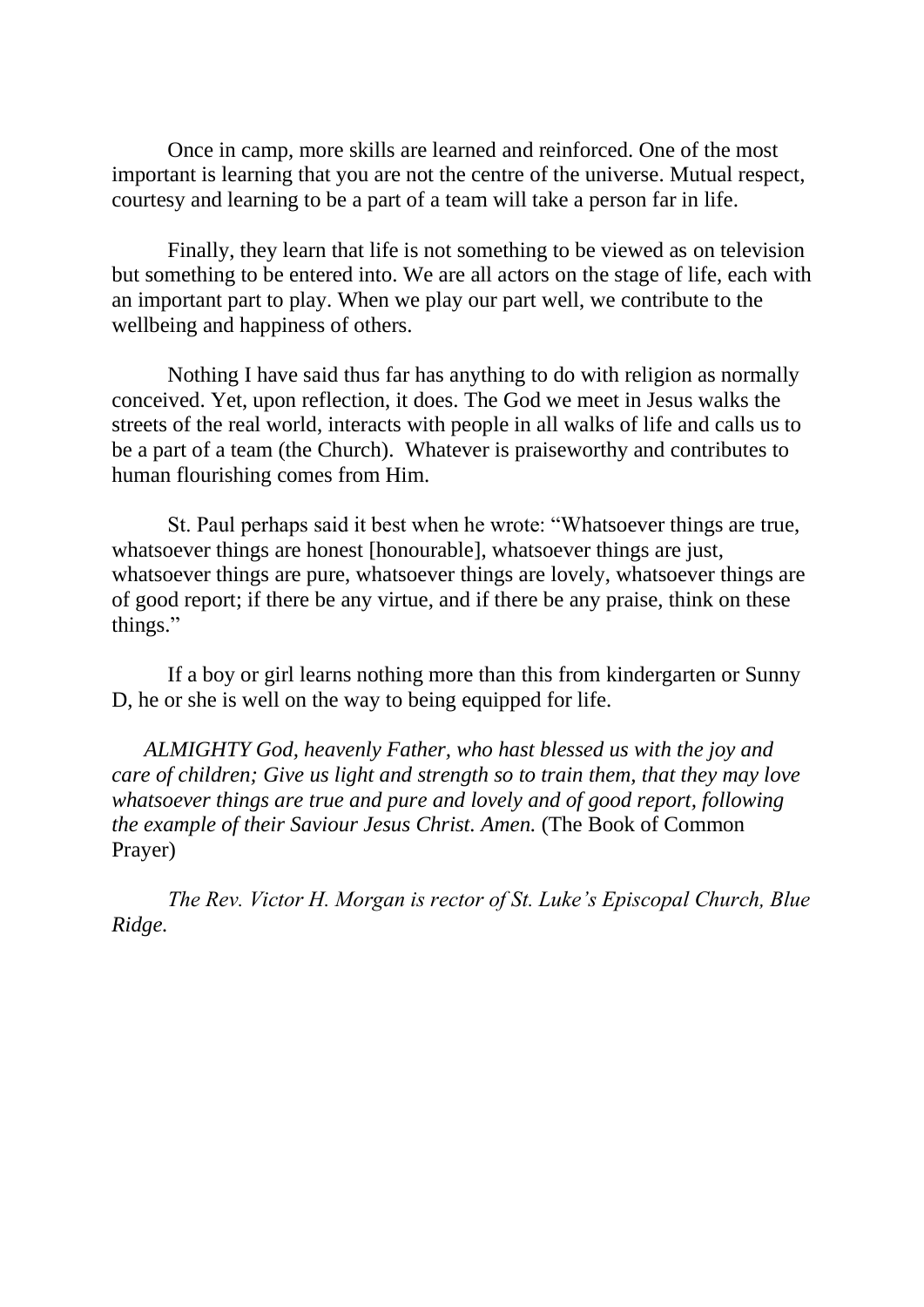Once in camp, more skills are learned and reinforced. One of the most important is learning that you are not the centre of the universe. Mutual respect, courtesy and learning to be a part of a team will take a person far in life.

Finally, they learn that life is not something to be viewed as on television but something to be entered into. We are all actors on the stage of life, each with an important part to play. When we play our part well, we contribute to the wellbeing and happiness of others.

Nothing I have said thus far has anything to do with religion as normally conceived. Yet, upon reflection, it does. The God we meet in Jesus walks the streets of the real world, interacts with people in all walks of life and calls us to be a part of a team (the Church). Whatever is praiseworthy and contributes to human flourishing comes from Him.

St. Paul perhaps said it best when he wrote: “Whatsoever things are true, whatsoever things are honest [honourable], whatsoever things are just, whatsoever things are pure, whatsoever things are lovely, whatsoever things are of good report; if there be any virtue, and if there be any praise, think on these things.”

If a boy or girl learns nothing more than this from kindergarten or Sunny D, he or she is well on the way to being equipped for life.

*ALMIGHTY God, heavenly Father, who hast blessed us with the joy and care of children; Give us light and strength so to train them, that they may love whatsoever things are true and pure and lovely and of good report, following the example of their Saviour Jesus Christ. Amen.* (The Book of Common Prayer)

*The Rev. Victor H. Morgan is rector of St. Luke’s Episcopal Church, Blue Ridge.*